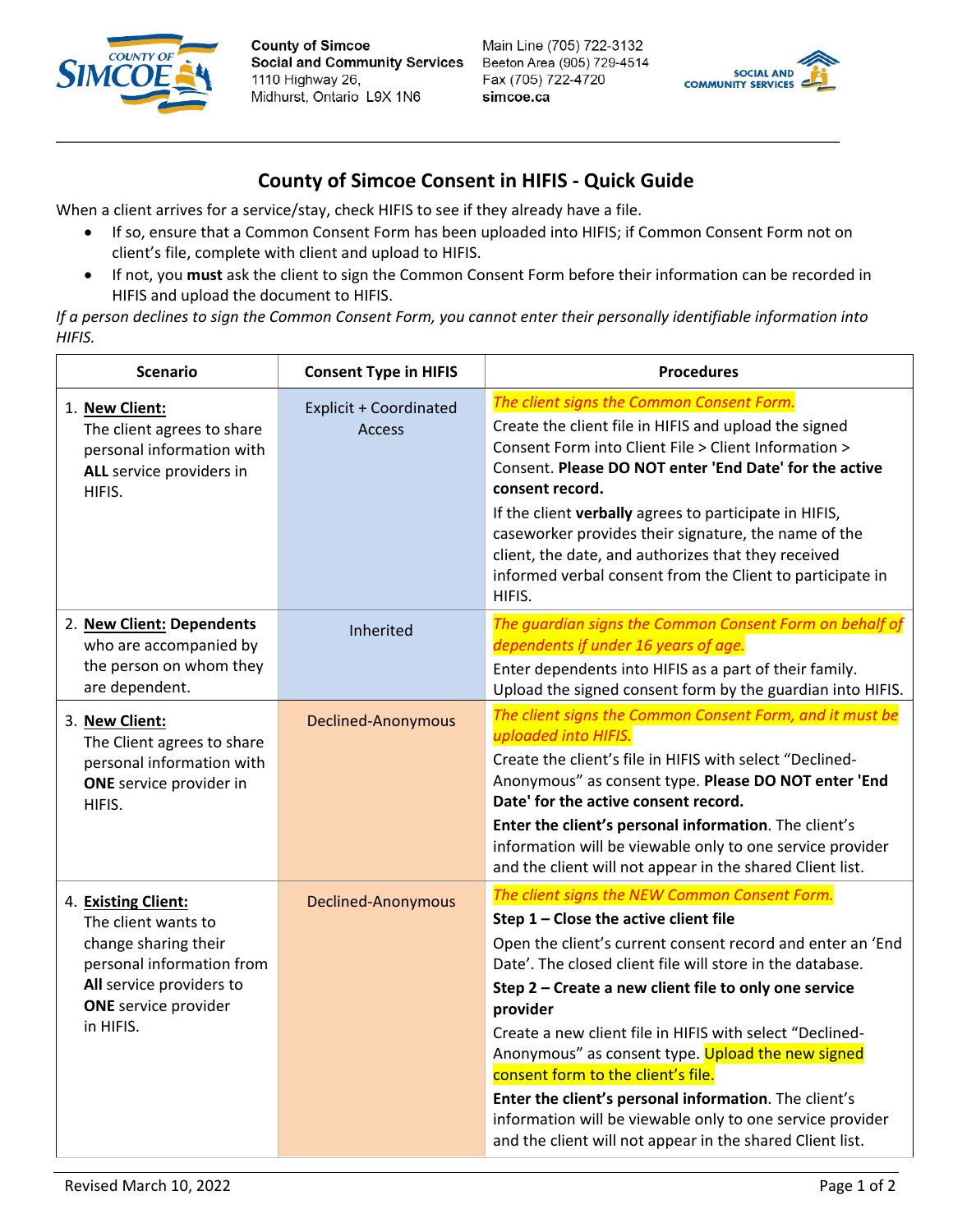County of Simcoe
Social and Community Services
1110 Highway 26,
Midhurst, Ontario L9X 1N6

Main Line (705) 722-3132
Beeton Area (905) 729-4514
Fax (705) 722-4720
simcoe.ca

## County of Simcoe Consent in HIFIS - Quick Guide

When a client arrives for a service/stay, check HIFIS to see if they already have a file.

- If so, ensure that a Common Consent Form has been uploaded into HIFIS; if Common Consent Form not on client's file, complete with client and upload to HIFIS.
- If not, you **must** ask the client to sign the Common Consent Form before their information can be recorded in HIFIS and upload the document to HIFIS.

*If a person declines to sign the Common Consent Form, you cannot enter their personally identifiable information into HIFIS.*

| Scenario | Consent Type in HIFIS | Procedures |
|---|---|---|
| 1. **New Client:** The client agrees to share personal information with **ALL** service providers in HIFIS. | Explicit + Coordinated Access | *The client signs the Common Consent Form.*<br>Create the client file in HIFIS and upload the signed Consent Form into Client File > Client Information > Consent. **Please DO NOT enter 'End Date' for the active consent record.**<br>If the client **verbally** agrees to participate in HIFIS, caseworker provides their signature, the name of the client, the date, and authorizes that they received informed verbal consent from the Client to participate in HIFIS. |
| 2. **New Client: Dependents** who are accompanied by the person on whom they are dependent. | Inherited | *The guardian signs the Common Consent Form on behalf of dependents if under 16 years of age.*<br>Enter dependents into HIFIS as a part of their family. Upload the signed consent form by the guardian into HIFIS. |
| 3. **New Client:** The Client agrees to share personal information with **ONE** service provider in HIFIS. | Declined-Anonymous | *The client signs the Common Consent Form, and it must be uploaded into HIFIS.*<br>Create the client's file in HIFIS with select "Declined-Anonymous" as consent type. **Please DO NOT enter 'End Date' for the active consent record.**<br>**Enter the client's personal information**. The client's information will be viewable only to one service provider and the client will not appear in the shared Client list. |
| 4. **Existing Client:** The client wants to change sharing their personal information from **All** service providers to **ONE** service provider in HIFIS. | Declined-Anonymous | *The client signs the NEW Common Consent Form.*<br>**Step 1 – Close the active client file**<br>Open the client's current consent record and enter an 'End Date'. The closed client file will store in the database.<br>**Step 2 – Create a new client file to only one service provider**<br>Create a new client file in HIFIS with select "Declined-Anonymous" as consent type. Upload the new signed consent form to the client's file.<br>**Enter the client's personal information**. The client's information will be viewable only to one service provider and the client will not appear in the shared Client list. |

Revised March 10, 2022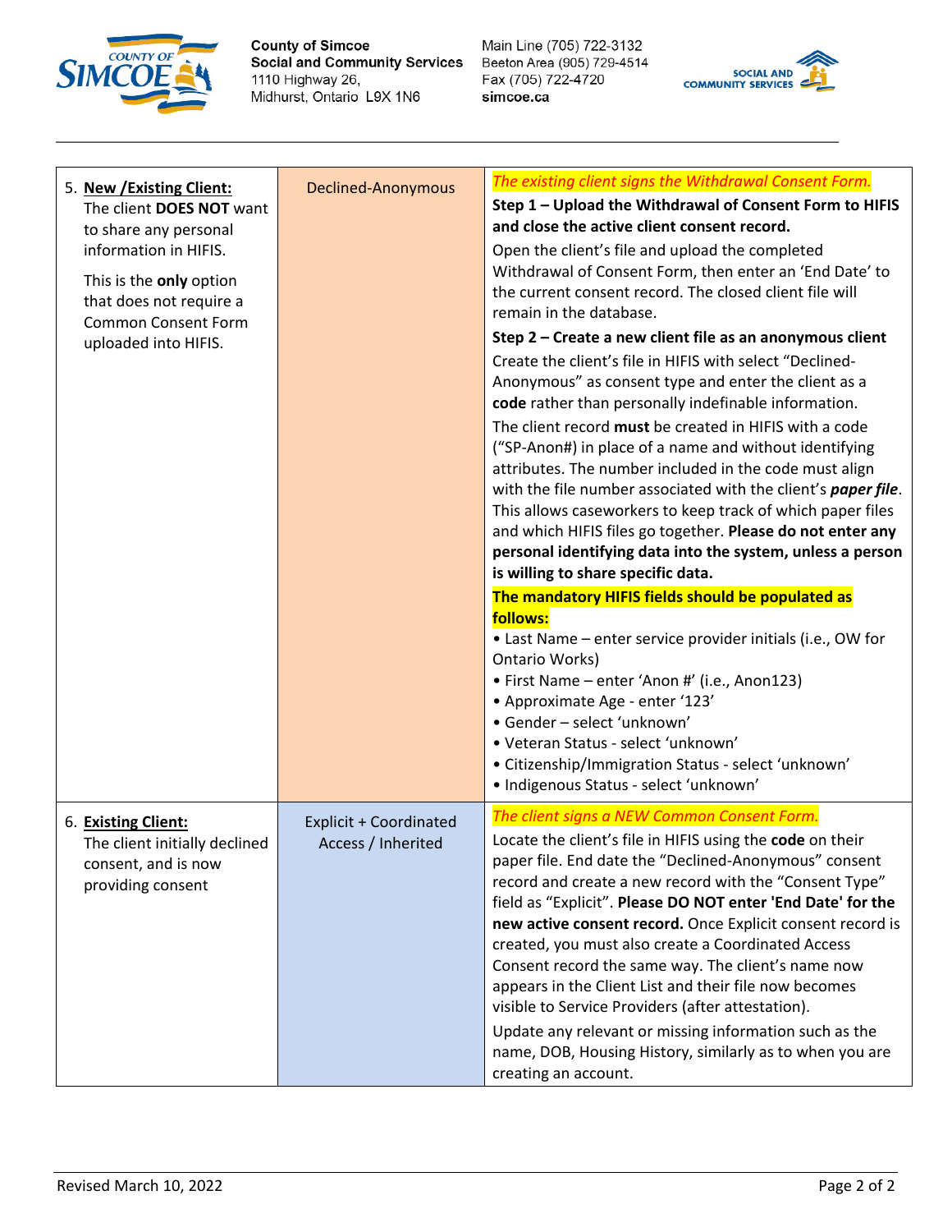County of Simcoe
Social and Community Services
1110 Highway 26,
Midhurst, Ontario L9X 1N6

Main Line (705) 722-3132
Beeton Area (905) 729-4514
Fax (705) 722-4720
simcoe.ca

| | | |
|---|---|---|
| 5. **New /Existing Client:**<br>The client **DOES NOT** want to share any personal information in HIFIS.<br><br>This is the **only** option that does not require a Common Consent Form uploaded into HIFIS. | Declined-Anonymous | *The existing client signs the Withdrawal Consent Form.*<br>**Step 1 – Upload the Withdrawal of Consent Form to HIFIS and close the active client consent record.**<br>Open the client's file and upload the completed Withdrawal of Consent Form, then enter an 'End Date' to the current consent record. The closed client file will remain in the database.<br>**Step 2 – Create a new client file as an anonymous client**<br>Create the client's file in HIFIS with select "Declined-Anonymous" as consent type and enter the client as a **code** rather than personally indefinable information.<br>The client record **must** be created in HIFIS with a code ("SP-Anon#) in place of a name and without identifying attributes. The number included in the code must align with the client's ***paper file***. This allows caseworkers to keep track of which paper files and which HIFIS files go together. **Please do not enter any personal identifying data into the system, unless a person is willing to share specific data.**<br>**The mandatory HIFIS fields should be populated as follows:**<br>• Last Name – enter service provider initials (i.e., OW for Ontario Works)<br>• First Name – enter 'Anon #' (i.e., Anon123)<br>• Approximate Age - enter '123'<br>• Gender – select 'unknown'<br>• Veteran Status - select 'unknown'<br>• Citizenship/Immigration Status - select 'unknown'<br>• Indigenous Status - select 'unknown' |
| 6. **Existing Client:**<br>The client initially declined consent, and is now providing consent | Explicit + Coordinated Access / Inherited | *The client signs a NEW Common Consent Form.*<br>Locate the client's file in HIFIS using the **code** on their paper file. End date the "Declined-Anonymous" consent record and create a new record with the "Consent Type" field as "Explicit". **Please DO NOT enter 'End Date' for the new active consent record.** Once Explicit consent record is created, you must also create a Coordinated Access Consent record the same way. The client's name now appears in the Client List and their file now becomes visible to Service Providers (after attestation).<br>Update any relevant or missing information such as the name, DOB, Housing History, similarly as to when you are creating an account. |

Revised March 10, 2022